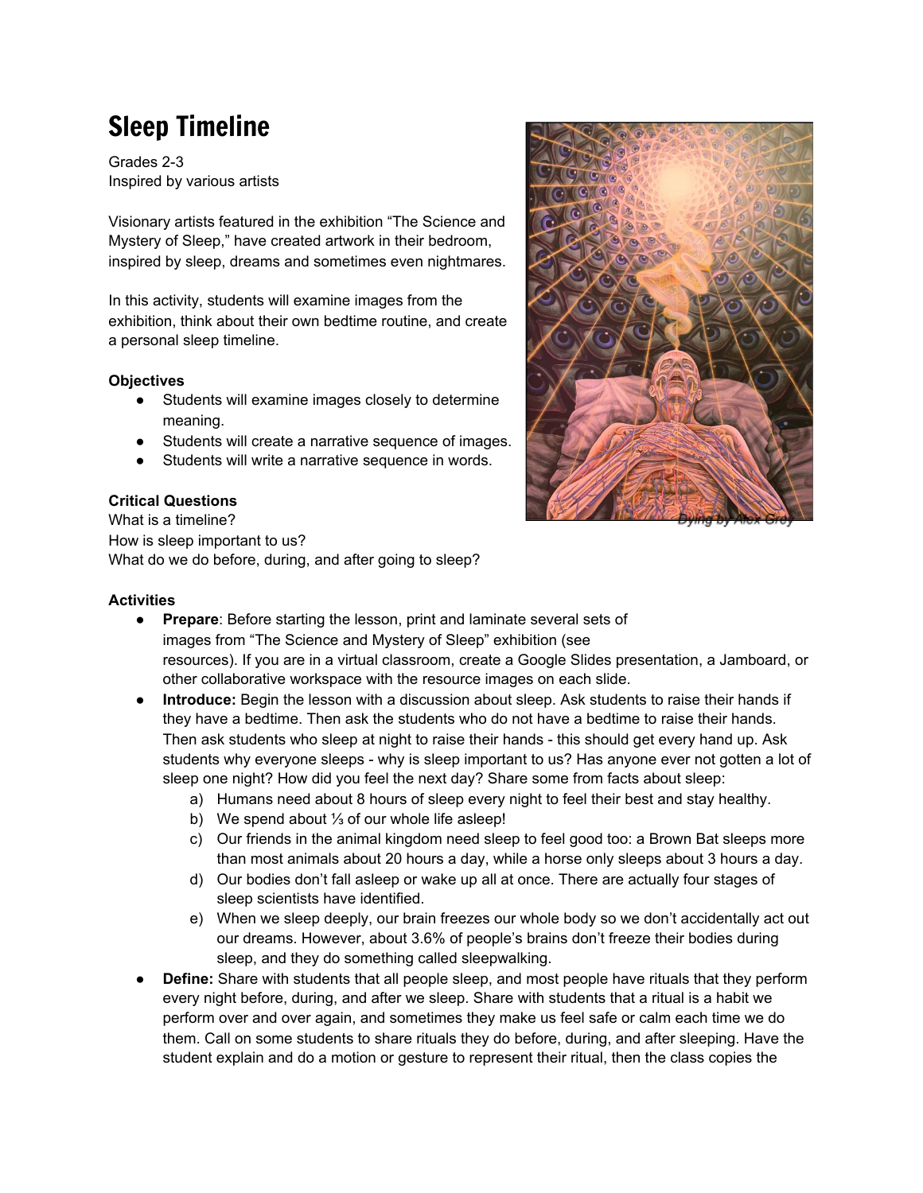# Sleep Timeline

Grades 2-3
Inspired by various artists

Visionary artists featured in the exhibition "The Science and Mystery of Sleep," have created artwork in their bedroom, inspired by sleep, dreams and sometimes even nightmares.

In this activity, students will examine images from the exhibition, think about their own bedtime routine, and create a personal sleep timeline.

Dying by Alex Grey

**Objectives**

- Students will examine images closely to determine meaning.
- Students will create a narrative sequence of images.
- Students will write a narrative sequence in words.

**Critical Questions**

What is a timeline?
How is sleep important to us?
What do we do before, during, and after going to sleep?

**Activities**

- **Prepare**: Before starting the lesson, print and laminate several sets of images from "The Science and Mystery of Sleep" exhibition (see resources). If you are in a virtual classroom, create a Google Slides presentation, a Jamboard, or other collaborative workspace with the resource images on each slide.
- **Introduce:** Begin the lesson with a discussion about sleep. Ask students to raise their hands if they have a bedtime. Then ask the students who do not have a bedtime to raise their hands. Then ask students who sleep at night to raise their hands - this should get every hand up. Ask students why everyone sleeps - why is sleep important to us? Has anyone ever not gotten a lot of sleep one night? How did you feel the next day? Share some from facts about sleep:
    a) Humans need about 8 hours of sleep every night to feel their best and stay healthy.
    b) We spend about ⅓ of our whole life asleep!
    c) Our friends in the animal kingdom need sleep to feel good too: a Brown Bat sleeps more than most animals about 20 hours a day, while a horse only sleeps about 3 hours a day.
    d) Our bodies don't fall asleep or wake up all at once. There are actually four stages of sleep scientists have identified.
    e) When we sleep deeply, our brain freezes our whole body so we don't accidentally act out our dreams. However, about 3.6% of people's brains don't freeze their bodies during sleep, and they do something called sleepwalking.
- **Define:** Share with students that all people sleep, and most people have rituals that they perform every night before, during, and after we sleep. Share with students that a ritual is a habit we perform over and over again, and sometimes they make us feel safe or calm each time we do them. Call on some students to share rituals they do before, during, and after sleeping. Have the student explain and do a motion or gesture to represent their ritual, then the class copies the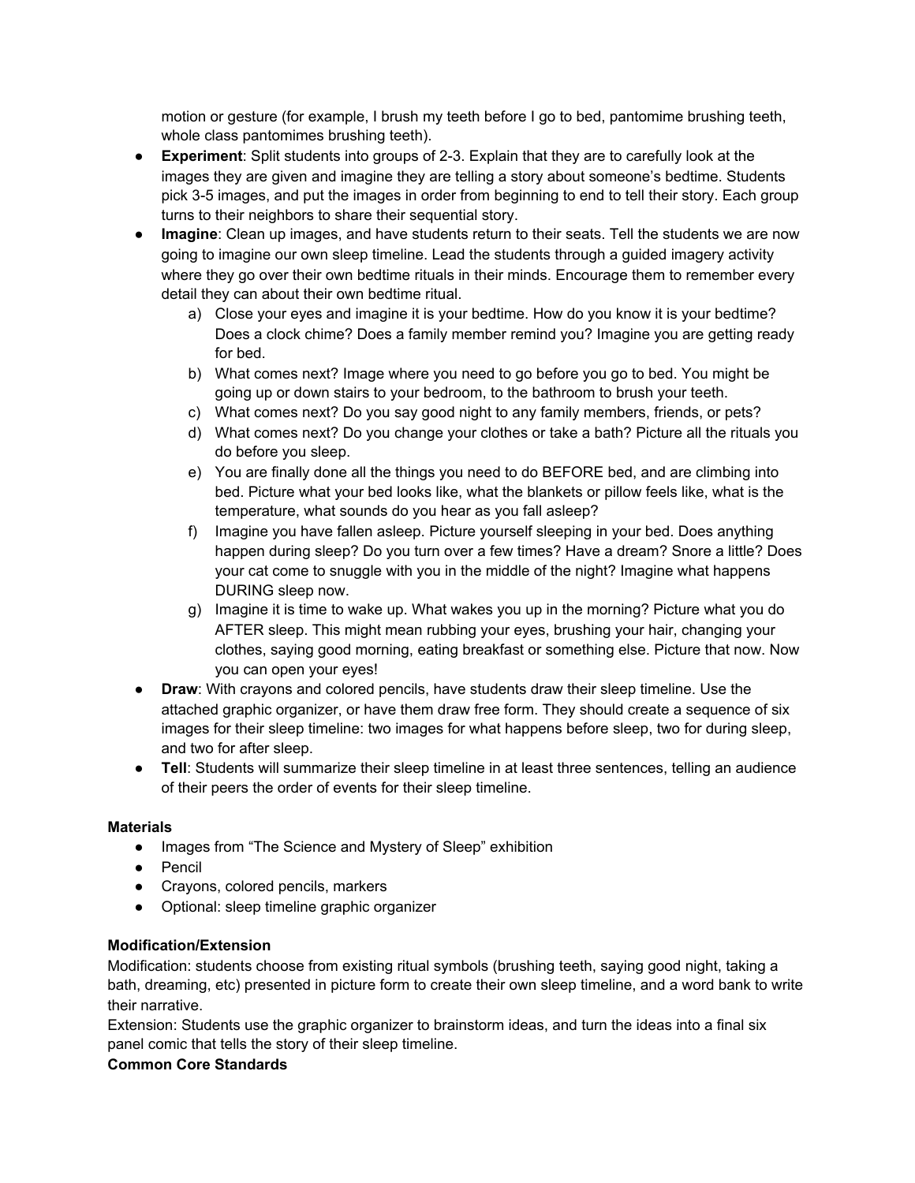motion or gesture (for example, I brush my teeth before I go to bed, pantomime brushing teeth, whole class pantomimes brushing teeth).

- **Experiment**: Split students into groups of 2-3. Explain that they are to carefully look at the images they are given and imagine they are telling a story about someone's bedtime. Students pick 3-5 images, and put the images in order from beginning to end to tell their story. Each group turns to their neighbors to share their sequential story.
- **Imagine**: Clean up images, and have students return to their seats. Tell the students we are now going to imagine our own sleep timeline. Lead the students through a guided imagery activity where they go over their own bedtime rituals in their minds. Encourage them to remember every detail they can about their own bedtime ritual.
    a) Close your eyes and imagine it is your bedtime. How do you know it is your bedtime? Does a clock chime? Does a family member remind you? Imagine you are getting ready for bed.
    b) What comes next? Image where you need to go before you go to bed. You might be going up or down stairs to your bedroom, to the bathroom to brush your teeth.
    c) What comes next? Do you say good night to any family members, friends, or pets?
    d) What comes next? Do you change your clothes or take a bath? Picture all the rituals you do before you sleep.
    e) You are finally done all the things you need to do BEFORE bed, and are climbing into bed. Picture what your bed looks like, what the blankets or pillow feels like, what is the temperature, what sounds do you hear as you fall asleep?
    f) Imagine you have fallen asleep. Picture yourself sleeping in your bed. Does anything happen during sleep? Do you turn over a few times? Have a dream? Snore a little? Does your cat come to snuggle with you in the middle of the night? Imagine what happens DURING sleep now.
    g) Imagine it is time to wake up. What wakes you up in the morning? Picture what you do AFTER sleep. This might mean rubbing your eyes, brushing your hair, changing your clothes, saying good morning, eating breakfast or something else. Picture that now. Now you can open your eyes!
- **Draw**: With crayons and colored pencils, have students draw their sleep timeline. Use the attached graphic organizer, or have them draw free form. They should create a sequence of six images for their sleep timeline: two images for what happens before sleep, two for during sleep, and two for after sleep.
- **Tell**: Students will summarize their sleep timeline in at least three sentences, telling an audience of their peers the order of events for their sleep timeline.

**Materials**

- Images from "The Science and Mystery of Sleep" exhibition
- Pencil
- Crayons, colored pencils, markers
- Optional: sleep timeline graphic organizer

**Modification/Extension**

Modification: students choose from existing ritual symbols (brushing teeth, saying good night, taking a bath, dreaming, etc) presented in picture form to create their own sleep timeline, and a word bank to write their narrative.

Extension: Students use the graphic organizer to brainstorm ideas, and turn the ideas into a final six panel comic that tells the story of their sleep timeline.

**Common Core Standards**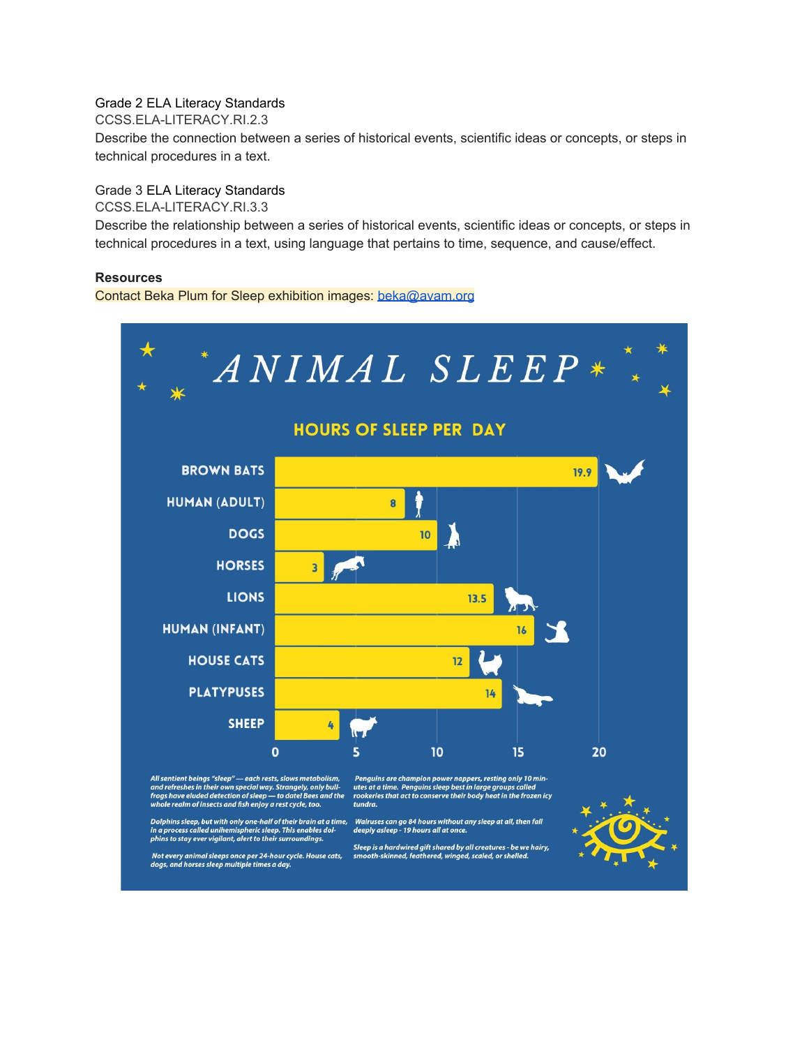Grade 2 ELA Literacy Standards
CCSS.ELA-LITERACY.RI.2.3
Describe the connection between a series of historical events, scientific ideas or concepts, or steps in technical procedures in a text.

Grade 3 ELA Literacy Standards
CCSS.ELA-LITERACY.RI.3.3
Describe the relationship between a series of historical events, scientific ideas or concepts, or steps in technical procedures in a text, using language that pertains to time, sequence, and cause/effect.

**Resources**
Contact Beka Plum for Sleep exhibition images: beka@avam.org

# ANIMAL SLEEP

## HOURS OF SLEEP PER DAY

| Animal | Hours |
|---|---|
| BROWN BATS | 19.9 |
| HUMAN (ADULT) | 8 |
| DOGS | 10 |
| HORSES | 3 |
| LIONS | 13.5 |
| HUMAN (INFANT) | 16 |
| HOUSE CATS | 12 |
| PLATYPUSES | 14 |
| SHEEP | 4 |

*All sentient beings "sleep" — each rests, slows metabolism, and refreshes in their own special way. Strangely, only bull-frogs have eluded detection of sleep — to date! Bees and the whole realm of insects and fish enjoy a rest cycle, too.*

*Dolphins sleep, but with only one-half of their brain at a time, in a process called unihemispheric sleep. This enables dolphins to stay ever vigilant, alert to their surroundings.*

*Not every animal sleeps once per 24-hour cycle. House cats, dogs, and horses sleep multiple times a day.*

*Penguins are champion power nappers, resting only 10 minutes at a time. Penguins sleep best in large groups called rookeries that act to conserve their body heat in the frozen icy tundra.*

*Walruses can go 84 hours without any sleep at all, then fall deeply asleep - 19 hours all at once.*

*Sleep is a hardwired gift shared by all creatures - be we hairy, smooth-skinned, feathered, winged, scaled, or shelled.*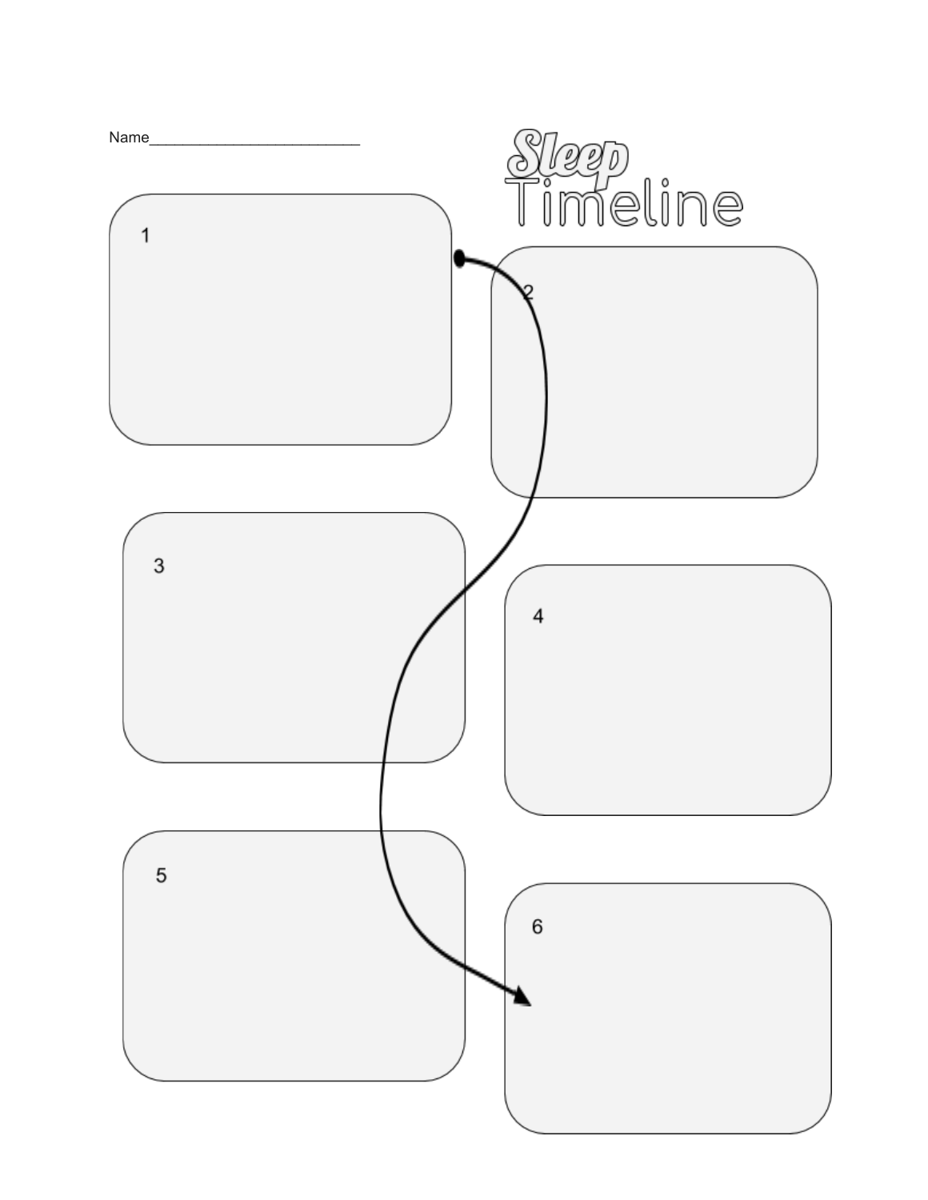Name___________________________

# Sleep Timeline

1

2

3

4

5

6